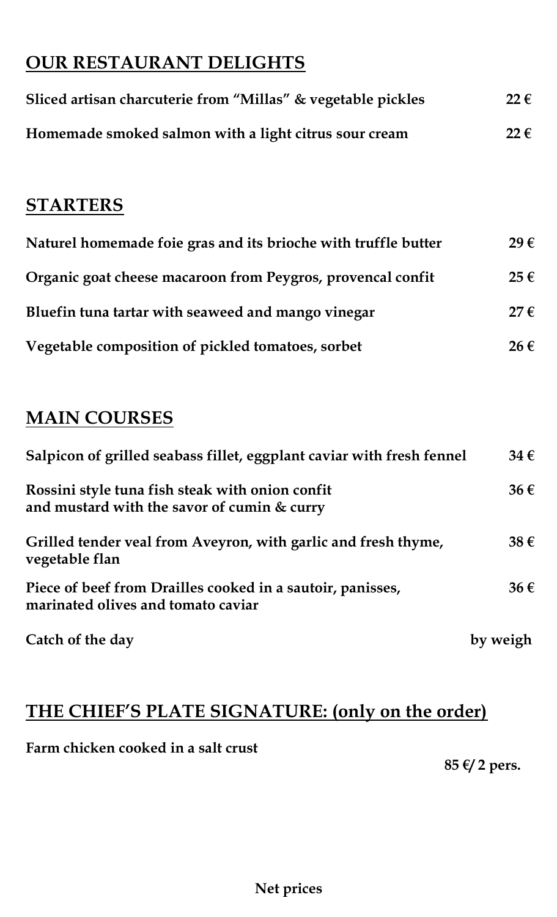## OUR RESTAURANT DELIGHTS

| | |
|---|---|
| **Sliced artisan charcuterie from "Millas" & vegetable pickles** | **22 €** |
| **Homemade smoked salmon with a light citrus sour cream** | **22 €** |

## STARTERS

| | |
|---|---|
| **Naturel homemade foie gras and its brioche with truffle butter** | **29 €** |
| **Organic goat cheese macaroon from Peygros, provencal confit** | **25 €** |
| **Bluefin tuna tartar with seaweed and mango vinegar** | **27 €** |
| **Vegetable composition of pickled tomatoes, sorbet** | **26 €** |

## MAIN COURSES

| | |
|---|---|
| **Salpicon of grilled seabass fillet, eggplant caviar with fresh fennel** | **34 €** |
| **Rossini style tuna fish steak with onion confit and mustard with the savor of cumin & curry** | **36 €** |
| **Grilled tender veal from Aveyron, with garlic and fresh thyme, vegetable flan** | **38 €** |
| **Piece of beef from Drailles cooked in a sautoir, panisses, marinated olives and tomato caviar** | **36 €** |
| **Catch of the day** | **by weigh** |

## THE CHIEF'S PLATE SIGNATURE: (only on the order)

**Farm chicken cooked in a salt crust** **85 €/ 2 pers.**

**Net prices**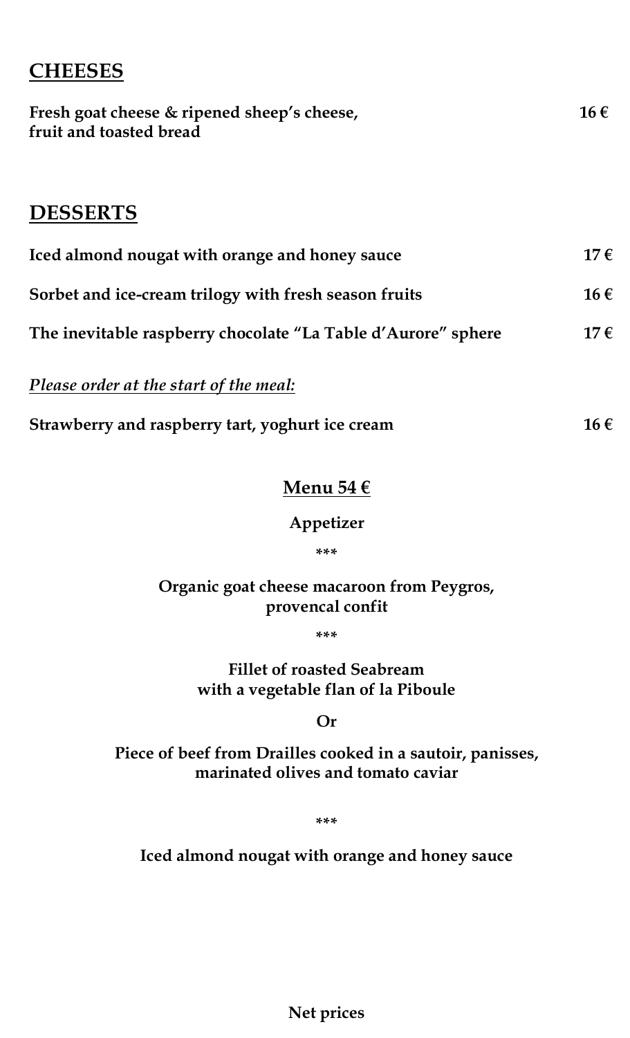## CHEESES

**Fresh goat cheese & ripened sheep's cheese, fruit and toasted bread** **16 €**

## DESSERTS

**Iced almond nougat with orange and honey sauce** **17 €**

**Sorbet and ice-cream trilogy with fresh season fruits** **16 €**

**The inevitable raspberry chocolate "La Table d'Aurore" sphere** **17 €**

***Please order at the start of the meal:***

**Strawberry and raspberry tart, yoghurt ice cream** **16 €**

## Menu 54 €

**Appetizer**

\*\*\*

**Organic goat cheese macaroon from Peygros, provencal confit**

\*\*\*

**Fillet of roasted Seabream with a vegetable flan of la Piboule**

**Or**

**Piece of beef from Drailles cooked in a sautoir, panisses, marinated olives and tomato caviar**

\*\*\*

**Iced almond nougat with orange and honey sauce**

**Net prices**